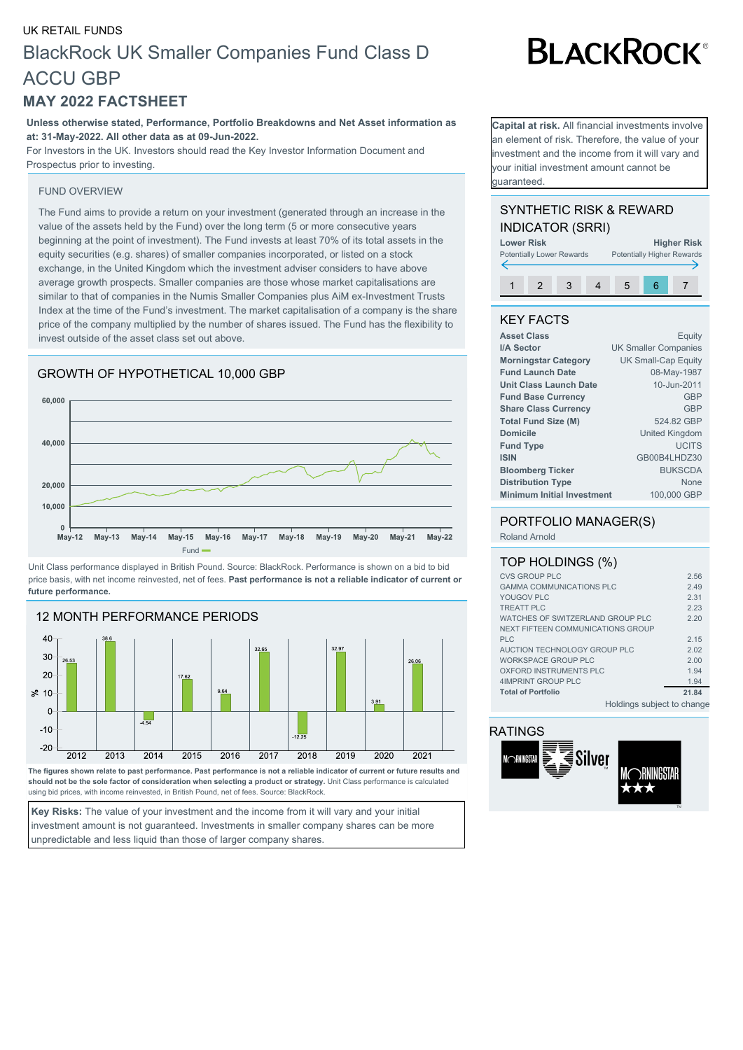UK RETAIL FUNDS

# BlackRock UK Smaller Companies Fund Class D ACCU GBP

## MAY 2022 FACTSHEET

**Unless otherwise stated, Performance, Portfolio Breakdowns and Net Asset information as at: 31-May-2022. All other data as at 09-Jun-2022.**

For Investors in the UK. Investors should read the Key Investor Information Document and Prospectus prior to investing.

**Capital at risk.** All financial investments involve an element of risk. Therefore, the value of your investment and the income from it will vary and your initial investment amount cannot be guaranteed.

### FUND OVERVIEW

The Fund aims to provide a return on your investment (generated through an increase in the value of the assets held by the Fund) over the long term (5 or more consecutive years beginning at the point of investment). The Fund invests at least 70% of its total assets in the equity securities (e.g. shares) of smaller companies incorporated, or listed on a stock exchange, in the United Kingdom which the investment adviser considers to have above average growth prospects. Smaller companies are those whose market capitalisations are similar to that of companies in the Numis Smaller Companies plus AiM ex-Investment Trusts Index at the time of the Fund's investment. The market capitalisation of a company is the share price of the company multiplied by the number of shares issued. The Fund has the flexibility to invest outside of the asset class set out above.

### GROWTH OF HYPOTHETICAL 10,000 GBP

Unit Class performance displayed in British Pound. Source: BlackRock. Performance is shown on a bid to bid price basis, with net income reinvested, net of fees. **Past performance is not a reliable indicator of current or future performance.**

### 12 MONTH PERFORMANCE PERIODS

| Year | 2012 | 2013 | 2014 | 2015 | 2016 | 2017 | 2018 | 2019 | 2020 | 2021 |
|---|---|---|---|---|---|---|---|---|---|---|
| Fund (%) | 26.53 | 38.6 | -4.54 | 17.62 | 9.64 | 32.65 | -12.25 | 32.97 | 3.91 | 26.06 |

**The figures shown relate to past performance. Past performance is not a reliable indicator of current or future results and should not be the sole factor of consideration when selecting a product or strategy.** Unit Class performance is calculated using bid prices, with income reinvested, in British Pound, net of fees. Source: BlackRock.

**Key Risks:** The value of your investment and the income from it will vary and your initial investment amount is not guaranteed. Investments in smaller company shares can be more unpredictable and less liquid than those of larger company shares.

### SYNTHETIC RISK & REWARD INDICATOR (SRRI)

Lower Risk — Potentially Lower Rewards | Higher Risk — Potentially Higher Rewards

1 2 3 4 5 **6** 7

### KEY FACTS

| | |
|---|---|
| **Asset Class** | Equity |
| **I/A Sector** | UK Smaller Companies |
| **Morningstar Category** | UK Small-Cap Equity |
| **Fund Launch Date** | 08-May-1987 |
| **Unit Class Launch Date** | 10-Jun-2011 |
| **Fund Base Currency** | GBP |
| **Share Class Currency** | GBP |
| **Total Fund Size (M)** | 524.82 GBP |
| **Domicile** | United Kingdom |
| **Fund Type** | UCITS |
| **ISIN** | GB00B4LHDZ30 |
| **Bloomberg Ticker** | BUKSCDA |
| **Distribution Type** | None |
| **Minimum Initial Investment** | 100,000 GBP |

### PORTFOLIO MANAGER(S)

Roland Arnold

### TOP HOLDINGS (%)

| | |
|---|---|
| CVS GROUP PLC | 2.56 |
| GAMMA COMMUNICATIONS PLC | 2.49 |
| YOUGOV PLC | 2.31 |
| TREATT PLC | 2.23 |
| WATCHES OF SWITZERLAND GROUP PLC | 2.20 |
| NEXT FIFTEEN COMMUNICATIONS GROUP PLC | 2.15 |
| AUCTION TECHNOLOGY GROUP PLC | 2.02 |
| WORKSPACE GROUP PLC | 2.00 |
| OXFORD INSTRUMENTS PLC | 1.94 |
| 4IMPRINT GROUP PLC | 1.94 |
| **Total of Portfolio** | **21.84** |

Holdings subject to change

### RATINGS

Morningstar Silver | Morningstar ★★★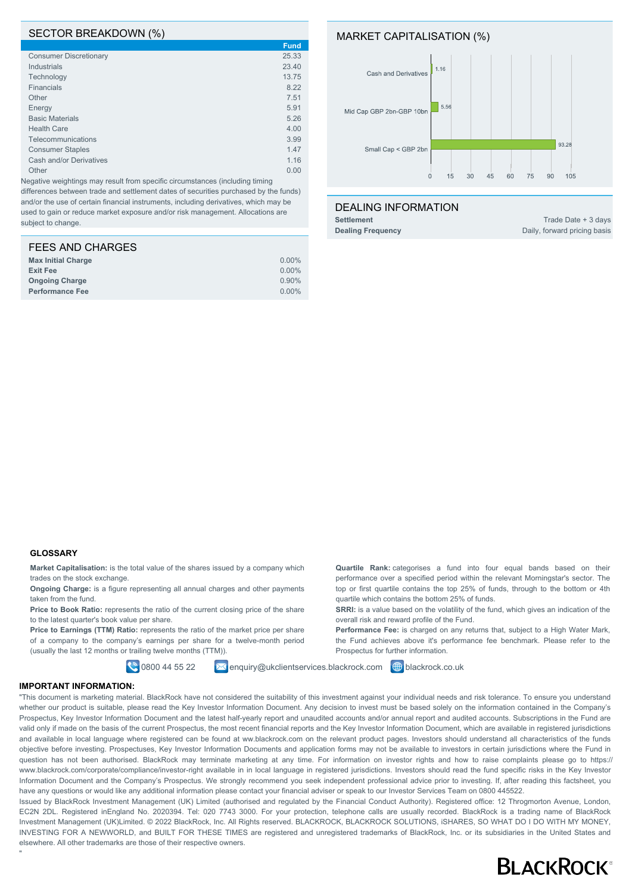## SECTOR BREAKDOWN (%)

| | Fund |
|---|---|
| Consumer Discretionary | 25.33 |
| Industrials | 23.40 |
| Technology | 13.75 |
| Financials | 8.22 |
| Other | 7.51 |
| Energy | 5.91 |
| Basic Materials | 5.26 |
| Health Care | 4.00 |
| Telecommunications | 3.99 |
| Consumer Staples | 1.47 |
| Cash and/or Derivatives | 1.16 |
| Other | 0.00 |

Negative weightings may result from specific circumstances (including timing differences between trade and settlement dates of securities purchased by the funds) and/or the use of certain financial instruments, including derivatives, which may be used to gain or reduce market exposure and/or risk management. Allocations are subject to change.

## MARKET CAPITALISATION (%)

| | % |
|---|---|
| Cash and Derivatives | 1.16 |
| Mid Cap GBP 2bn-GBP 10bn | 5.56 |
| Small Cap < GBP 2bn | 93.28 |

## FEES AND CHARGES

| | |
|---|---|
| **Max Initial Charge** | 0.00% |
| **Exit Fee** | 0.00% |
| **Ongoing Charge** | 0.90% |
| **Performance Fee** | 0.00% |

## DEALING INFORMATION

| | |
|---|---|
| **Settlement** | Trade Date + 3 days |
| **Dealing Frequency** | Daily, forward pricing basis |

### GLOSSARY

**Market Capitalisation:** is the total value of the shares issued by a company which trades on the stock exchange.

**Ongoing Charge:** is a figure representing all annual charges and other payments taken from the fund.

**Price to Book Ratio:** represents the ratio of the current closing price of the share to the latest quarter's book value per share.

**Price to Earnings (TTM) Ratio:** represents the ratio of the market price per share of a company to the company's earnings per share for a twelve-month period (usually the last 12 months or trailing twelve months (TTM)).

**Quartile Rank:** categorises a fund into four equal bands based on their performance over a specified period within the relevant Morningstar's sector. The top or first quartile contains the top 25% of funds, through to the bottom or 4th quartile which contains the bottom 25% of funds.

**SRRI:** is a value based on the volatility of the fund, which gives an indication of the overall risk and reward profile of the Fund.

**Performance Fee:** is charged on any returns that, subject to a High Water Mark, the Fund achieves above it's performance fee benchmark. Please refer to the Prospectus for further information.

0800 44 55 22 | enquiry@ukclientservices.blackrock.com | blackrock.co.uk

### IMPORTANT INFORMATION:

"This document is marketing material. BlackRock have not considered the suitability of this investment against your individual needs and risk tolerance. To ensure you understand whether our product is suitable, please read the Key Investor Information Document. Any decision to invest must be based solely on the information contained in the Company's Prospectus, Key Investor Information Document and the latest half-yearly report and unaudited accounts and/or annual report and audited accounts. Subscriptions in the Fund are valid only if made on the basis of the current Prospectus, the most recent financial reports and the Key Investor Information Document, which are available in registered jurisdictions and available in local language where registered can be found at ww.blackrock.com on the relevant product pages. Investors should understand all characteristics of the funds objective before investing. Prospectuses, Key Investor Information Documents and application forms may not be available to investors in certain jurisdictions where the Fund in question has not been authorised. BlackRock may terminate marketing at any time. For information on investor rights and how to raise complaints please go to https://www.blackrock.com/corporate/compliance/investor-right available in in local language in registered jurisdictions. Investors should read the fund specific risks in the Key Investor Information Document and the Company's Prospectus. We strongly recommend you seek independent professional advice prior to investing. If, after reading this factsheet, you have any questions or would like any additional information please contact your financial adviser or speak to our Investor Services Team on 0800 445522.

Issued by BlackRock Investment Management (UK) Limited (authorised and regulated by the Financial Conduct Authority). Registered office: 12 Throgmorton Avenue, London, EC2N 2DL. Registered inEngland No. 2020394. Tel: 020 7743 3000. For your protection, telephone calls are usually recorded. BlackRock is a trading name of BlackRock Investment Management (UK)Limited. © 2022 BlackRock, Inc. All Rights reserved. BLACKROCK, BLACKROCK SOLUTIONS, iSHARES, SO WHAT DO I DO WITH MY MONEY, INVESTING FOR A NEWWORLD, and BUILT FOR THESE TIMES are registered and unregistered trademarks of BlackRock, Inc. or its subsidiaries in the United States and elsewhere. All other trademarks are those of their respective owners.

"

BLACKROCK®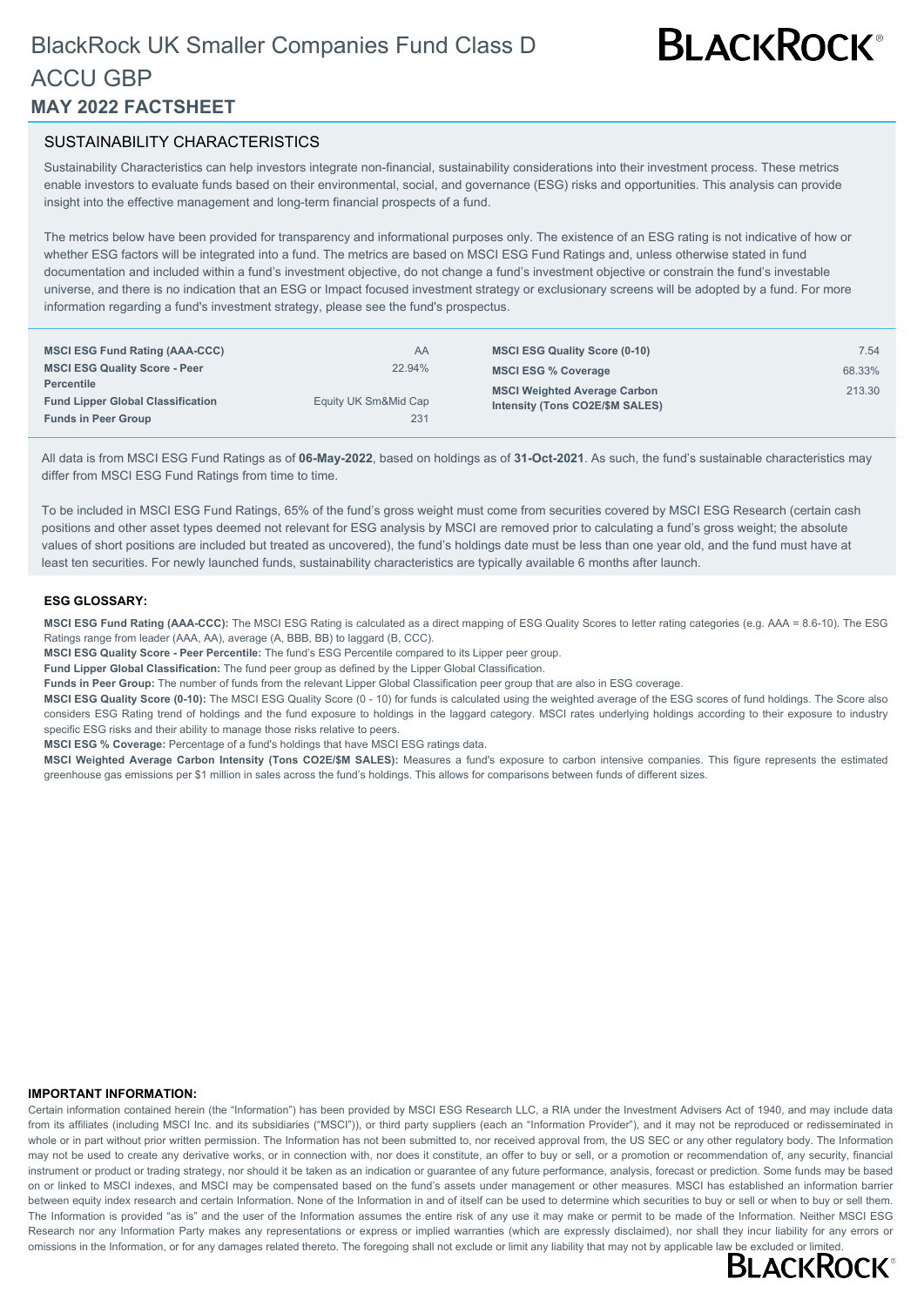# BlackRock UK Smaller Companies Fund Class D ACCU GBP

## MAY 2022 FACTSHEET

## SUSTAINABILITY CHARACTERISTICS

Sustainability Characteristics can help investors integrate non-financial, sustainability considerations into their investment process. These metrics enable investors to evaluate funds based on their environmental, social, and governance (ESG) risks and opportunities. This analysis can provide insight into the effective management and long-term financial prospects of a fund.

The metrics below have been provided for transparency and informational purposes only. The existence of an ESG rating is not indicative of how or whether ESG factors will be integrated into a fund. The metrics are based on MSCI ESG Fund Ratings and, unless otherwise stated in fund documentation and included within a fund's investment objective, do not change a fund's investment objective or constrain the fund's investable universe, and there is no indication that an ESG or Impact focused investment strategy or exclusionary screens will be adopted by a fund. For more information regarding a fund's investment strategy, please see the fund's prospectus.

| | | | |
|---|---|---|---|
| **MSCI ESG Fund Rating (AAA-CCC)** | AA | **MSCI ESG Quality Score (0-10)** | 7.54 |
| **MSCI ESG Quality Score - Peer Percentile** | 22.94% | **MSCI ESG % Coverage** | 68.33% |
| **Fund Lipper Global Classification** | Equity UK Sm&Mid Cap | **MSCI Weighted Average Carbon Intensity (Tons CO2E/$M SALES)** | 213.30 |
| **Funds in Peer Group** | 231 | | |

All data is from MSCI ESG Fund Ratings as of **06-May-2022**, based on holdings as of **31-Oct-2021**. As such, the fund's sustainable characteristics may differ from MSCI ESG Fund Ratings from time to time.

To be included in MSCI ESG Fund Ratings, 65% of the fund's gross weight must come from securities covered by MSCI ESG Research (certain cash positions and other asset types deemed not relevant for ESG analysis by MSCI are removed prior to calculating a fund's gross weight; the absolute values of short positions are included but treated as uncovered), the fund's holdings date must be less than one year old, and the fund must have at least ten securities. For newly launched funds, sustainability characteristics are typically available 6 months after launch.

### ESG GLOSSARY:

**MSCI ESG Fund Rating (AAA-CCC):** The MSCI ESG Rating is calculated as a direct mapping of ESG Quality Scores to letter rating categories (e.g. AAA = 8.6-10). The ESG Ratings range from leader (AAA, AA), average (A, BBB, BB) to laggard (B, CCC).

**MSCI ESG Quality Score - Peer Percentile:** The fund's ESG Percentile compared to its Lipper peer group.

**Fund Lipper Global Classification:** The fund peer group as defined by the Lipper Global Classification.

**Funds in Peer Group:** The number of funds from the relevant Lipper Global Classification peer group that are also in ESG coverage.

**MSCI ESG Quality Score (0-10):** The MSCI ESG Quality Score (0 - 10) for funds is calculated using the weighted average of the ESG scores of fund holdings. The Score also considers ESG Rating trend of holdings and the fund exposure to holdings in the laggard category. MSCI rates underlying holdings according to their exposure to industry specific ESG risks and their ability to manage those risks relative to peers.

**MSCI ESG % Coverage:** Percentage of a fund's holdings that have MSCI ESG ratings data.

**MSCI Weighted Average Carbon Intensity (Tons CO2E/$M SALES):** Measures a fund's exposure to carbon intensive companies. This figure represents the estimated greenhouse gas emissions per $1 million in sales across the fund's holdings. This allows for comparisons between funds of different sizes.

### IMPORTANT INFORMATION:

Certain information contained herein (the "Information") has been provided by MSCI ESG Research LLC, a RIA under the Investment Advisers Act of 1940, and may include data from its affiliates (including MSCI Inc. and its subsidiaries ("MSCI")), or third party suppliers (each an "Information Provider"), and it may not be reproduced or redisseminated in whole or in part without prior written permission. The Information has not been submitted to, nor received approval from, the US SEC or any other regulatory body. The Information may not be used to create any derivative works, or in connection with, nor does it constitute, an offer to buy or sell, or a promotion or recommendation of, any security, financial instrument or product or trading strategy, nor should it be taken as an indication or guarantee of any future performance, analysis, forecast or prediction. Some funds may be based on or linked to MSCI indexes, and MSCI may be compensated based on the fund's assets under management or other measures. MSCI has established an information barrier between equity index research and certain Information. None of the Information in and of itself can be used to determine which securities to buy or sell or when to buy or sell them. The Information is provided "as is" and the user of the Information assumes the entire risk of any use it may make or permit to be made of the Information. Neither MSCI ESG Research nor any Information Party makes any representations or express or implied warranties (which are expressly disclaimed), nor shall they incur liability for any errors or omissions in the Information, or for any damages related thereto. The foregoing shall not exclude or limit any liability that may not by applicable law be excluded or limited.